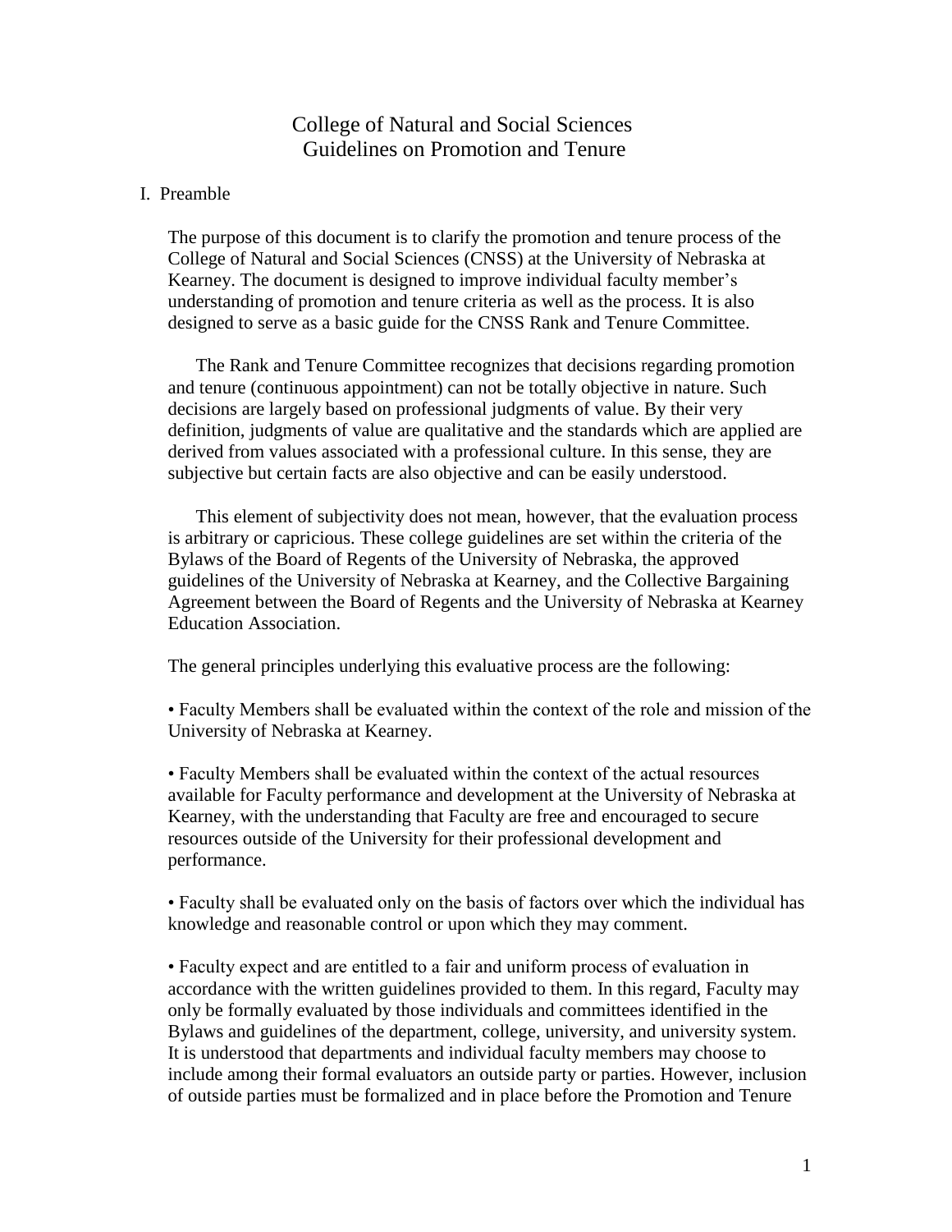# College of Natural and Social Sciences
# Guidelines on Promotion and Tenure

## I. Preamble

The purpose of this document is to clarify the promotion and tenure process of the College of Natural and Social Sciences (CNSS) at the University of Nebraska at Kearney. The document is designed to improve individual faculty member's understanding of promotion and tenure criteria as well as the process. It is also designed to serve as a basic guide for the CNSS Rank and Tenure Committee.

The Rank and Tenure Committee recognizes that decisions regarding promotion and tenure (continuous appointment) can not be totally objective in nature. Such decisions are largely based on professional judgments of value. By their very definition, judgments of value are qualitative and the standards which are applied are derived from values associated with a professional culture. In this sense, they are subjective but certain facts are also objective and can be easily understood.

This element of subjectivity does not mean, however, that the evaluation process is arbitrary or capricious. These college guidelines are set within the criteria of the Bylaws of the Board of Regents of the University of Nebraska, the approved guidelines of the University of Nebraska at Kearney, and the Collective Bargaining Agreement between the Board of Regents and the University of Nebraska at Kearney Education Association.

The general principles underlying this evaluative process are the following:

- Faculty Members shall be evaluated within the context of the role and mission of the University of Nebraska at Kearney.

- Faculty Members shall be evaluated within the context of the actual resources available for Faculty performance and development at the University of Nebraska at Kearney, with the understanding that Faculty are free and encouraged to secure resources outside of the University for their professional development and performance.

- Faculty shall be evaluated only on the basis of factors over which the individual has knowledge and reasonable control or upon which they may comment.

- Faculty expect and are entitled to a fair and uniform process of evaluation in accordance with the written guidelines provided to them. In this regard, Faculty may only be formally evaluated by those individuals and committees identified in the Bylaws and guidelines of the department, college, university, and university system. It is understood that departments and individual faculty members may choose to include among their formal evaluators an outside party or parties. However, inclusion of outside parties must be formalized and in place before the Promotion and Tenure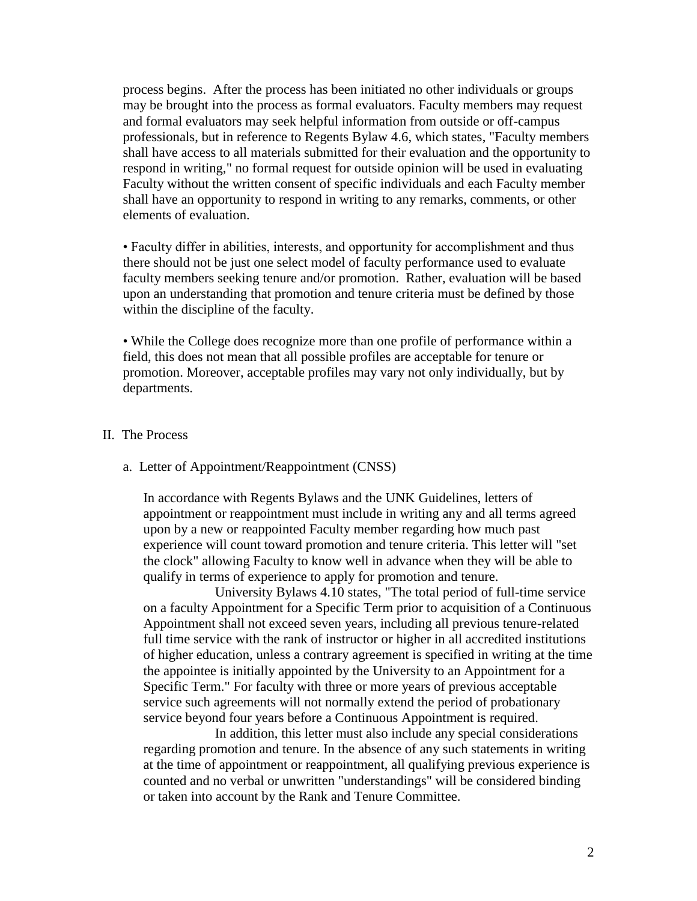process begins. After the process has been initiated no other individuals or groups may be brought into the process as formal evaluators. Faculty members may request and formal evaluators may seek helpful information from outside or off-campus professionals, but in reference to Regents Bylaw 4.6, which states, "Faculty members shall have access to all materials submitted for their evaluation and the opportunity to respond in writing," no formal request for outside opinion will be used in evaluating Faculty without the written consent of specific individuals and each Faculty member shall have an opportunity to respond in writing to any remarks, comments, or other elements of evaluation.

• Faculty differ in abilities, interests, and opportunity for accomplishment and thus there should not be just one select model of faculty performance used to evaluate faculty members seeking tenure and/or promotion. Rather, evaluation will be based upon an understanding that promotion and tenure criteria must be defined by those within the discipline of the faculty.

• While the College does recognize more than one profile of performance within a field, this does not mean that all possible profiles are acceptable for tenure or promotion. Moreover, acceptable profiles may vary not only individually, but by departments.

## II. The Process

### a. Letter of Appointment/Reappointment (CNSS)

In accordance with Regents Bylaws and the UNK Guidelines, letters of appointment or reappointment must include in writing any and all terms agreed upon by a new or reappointed Faculty member regarding how much past experience will count toward promotion and tenure criteria. This letter will "set the clock" allowing Faculty to know well in advance when they will be able to qualify in terms of experience to apply for promotion and tenure.

University Bylaws 4.10 states, "The total period of full-time service on a faculty Appointment for a Specific Term prior to acquisition of a Continuous Appointment shall not exceed seven years, including all previous tenure-related full time service with the rank of instructor or higher in all accredited institutions of higher education, unless a contrary agreement is specified in writing at the time the appointee is initially appointed by the University to an Appointment for a Specific Term." For faculty with three or more years of previous acceptable service such agreements will not normally extend the period of probationary service beyond four years before a Continuous Appointment is required.

In addition, this letter must also include any special considerations regarding promotion and tenure. In the absence of any such statements in writing at the time of appointment or reappointment, all qualifying previous experience is counted and no verbal or unwritten "understandings" will be considered binding or taken into account by the Rank and Tenure Committee.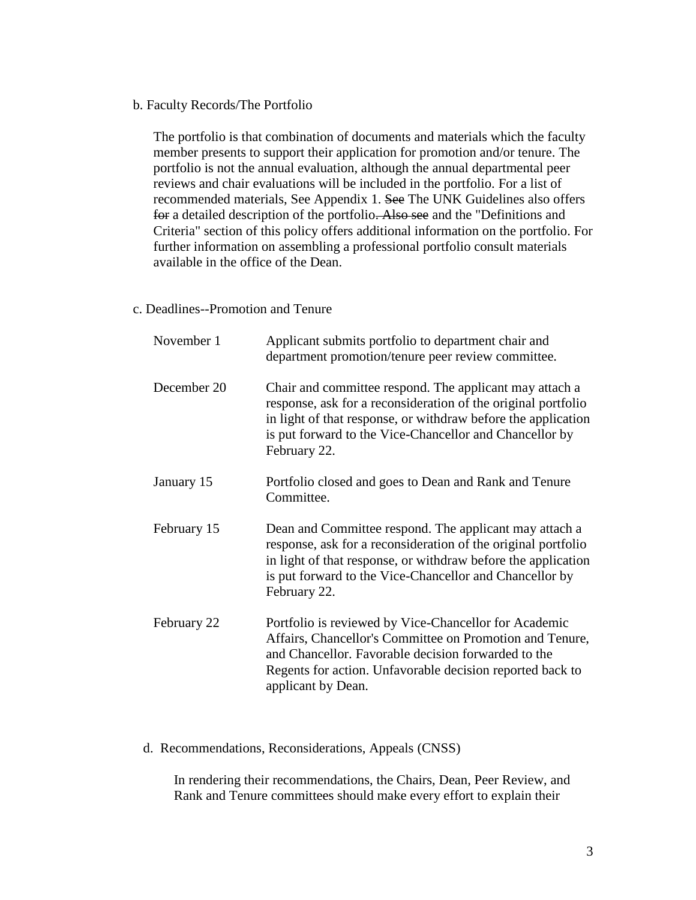b. Faculty Records/The Portfolio

The portfolio is that combination of documents and materials which the faculty member presents to support their application for promotion and/or tenure. The portfolio is not the annual evaluation, although the annual departmental peer reviews and chair evaluations will be included in the portfolio. For a list of recommended materials, See Appendix 1. ~~See~~ The UNK Guidelines also offers ~~for~~ a detailed description of the portfolio~~. Also see~~ and the "Definitions and Criteria" section of this policy offers additional information on the portfolio. For further information on assembling a professional portfolio consult materials available in the office of the Dean.

c. Deadlines--Promotion and Tenure

| | |
|---|---|
| November 1 | Applicant submits portfolio to department chair and department promotion/tenure peer review committee. |
| December 20 | Chair and committee respond. The applicant may attach a response, ask for a reconsideration of the original portfolio in light of that response, or withdraw before the application is put forward to the Vice-Chancellor and Chancellor by February 22. |
| January 15 | Portfolio closed and goes to Dean and Rank and Tenure Committee. |
| February 15 | Dean and Committee respond. The applicant may attach a response, ask for a reconsideration of the original portfolio in light of that response, or withdraw before the application is put forward to the Vice-Chancellor and Chancellor by February 22. |
| February 22 | Portfolio is reviewed by Vice-Chancellor for Academic Affairs, Chancellor's Committee on Promotion and Tenure, and Chancellor. Favorable decision forwarded to the Regents for action. Unfavorable decision reported back to applicant by Dean. |

d. Recommendations, Reconsiderations, Appeals (CNSS)

In rendering their recommendations, the Chairs, Dean, Peer Review, and Rank and Tenure committees should make every effort to explain their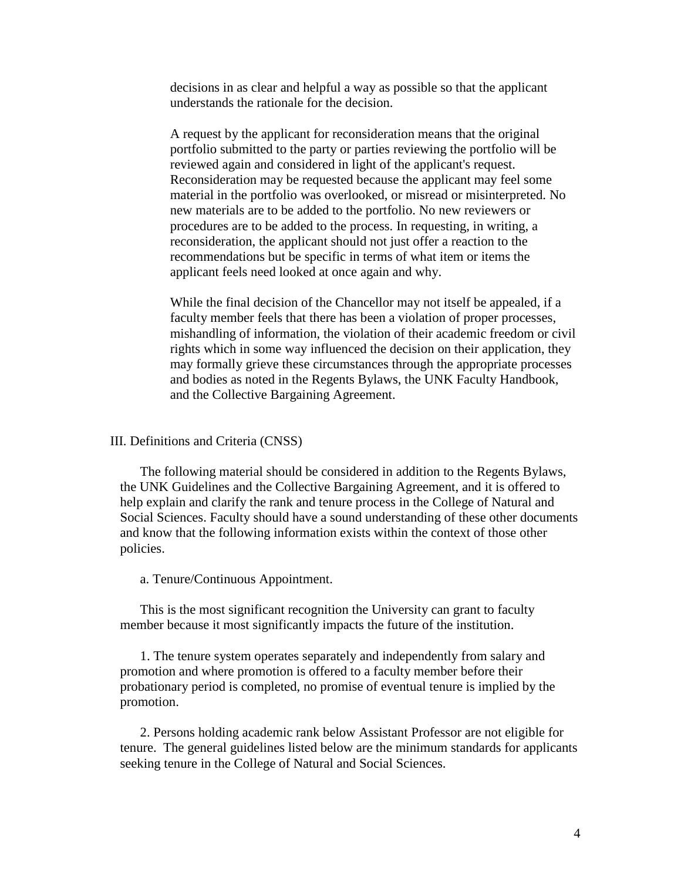decisions in as clear and helpful a way as possible so that the applicant understands the rationale for the decision.

A request by the applicant for reconsideration means that the original portfolio submitted to the party or parties reviewing the portfolio will be reviewed again and considered in light of the applicant's request. Reconsideration may be requested because the applicant may feel some material in the portfolio was overlooked, or misread or misinterpreted. No new materials are to be added to the portfolio. No new reviewers or procedures are to be added to the process. In requesting, in writing, a reconsideration, the applicant should not just offer a reaction to the recommendations but be specific in terms of what item or items the applicant feels need looked at once again and why.

While the final decision of the Chancellor may not itself be appealed, if a faculty member feels that there has been a violation of proper processes, mishandling of information, the violation of their academic freedom or civil rights which in some way influenced the decision on their application, they may formally grieve these circumstances through the appropriate processes and bodies as noted in the Regents Bylaws, the UNK Faculty Handbook, and the Collective Bargaining Agreement.

## III. Definitions and Criteria (CNSS)

The following material should be considered in addition to the Regents Bylaws, the UNK Guidelines and the Collective Bargaining Agreement, and it is offered to help explain and clarify the rank and tenure process in the College of Natural and Social Sciences. Faculty should have a sound understanding of these other documents and know that the following information exists within the context of those other policies.

### a. Tenure/Continuous Appointment.

This is the most significant recognition the University can grant to faculty member because it most significantly impacts the future of the institution.

1. The tenure system operates separately and independently from salary and promotion and where promotion is offered to a faculty member before their probationary period is completed, no promise of eventual tenure is implied by the promotion.

2. Persons holding academic rank below Assistant Professor are not eligible for tenure. The general guidelines listed below are the minimum standards for applicants seeking tenure in the College of Natural and Social Sciences.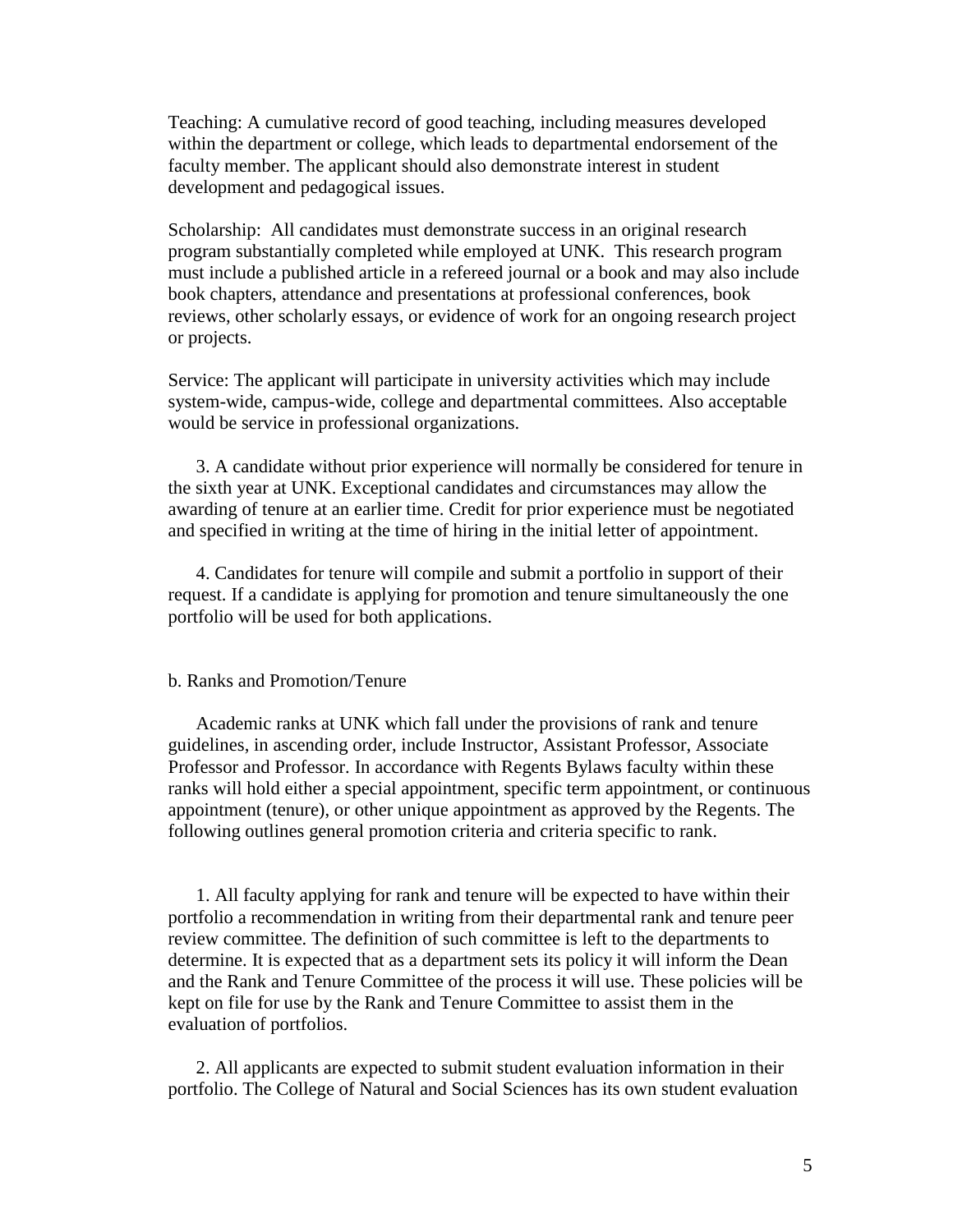Teaching: A cumulative record of good teaching, including measures developed within the department or college, which leads to departmental endorsement of the faculty member. The applicant should also demonstrate interest in student development and pedagogical issues.

Scholarship: All candidates must demonstrate success in an original research program substantially completed while employed at UNK. This research program must include a published article in a refereed journal or a book and may also include book chapters, attendance and presentations at professional conferences, book reviews, other scholarly essays, or evidence of work for an ongoing research project or projects.

Service: The applicant will participate in university activities which may include system-wide, campus-wide, college and departmental committees. Also acceptable would be service in professional organizations.

3. A candidate without prior experience will normally be considered for tenure in the sixth year at UNK. Exceptional candidates and circumstances may allow the awarding of tenure at an earlier time. Credit for prior experience must be negotiated and specified in writing at the time of hiring in the initial letter of appointment.

4. Candidates for tenure will compile and submit a portfolio in support of their request. If a candidate is applying for promotion and tenure simultaneously the one portfolio will be used for both applications.

b. Ranks and Promotion/Tenure

Academic ranks at UNK which fall under the provisions of rank and tenure guidelines, in ascending order, include Instructor, Assistant Professor, Associate Professor and Professor. In accordance with Regents Bylaws faculty within these ranks will hold either a special appointment, specific term appointment, or continuous appointment (tenure), or other unique appointment as approved by the Regents. The following outlines general promotion criteria and criteria specific to rank.

1. All faculty applying for rank and tenure will be expected to have within their portfolio a recommendation in writing from their departmental rank and tenure peer review committee. The definition of such committee is left to the departments to determine. It is expected that as a department sets its policy it will inform the Dean and the Rank and Tenure Committee of the process it will use. These policies will be kept on file for use by the Rank and Tenure Committee to assist them in the evaluation of portfolios.

2. All applicants are expected to submit student evaluation information in their portfolio. The College of Natural and Social Sciences has its own student evaluation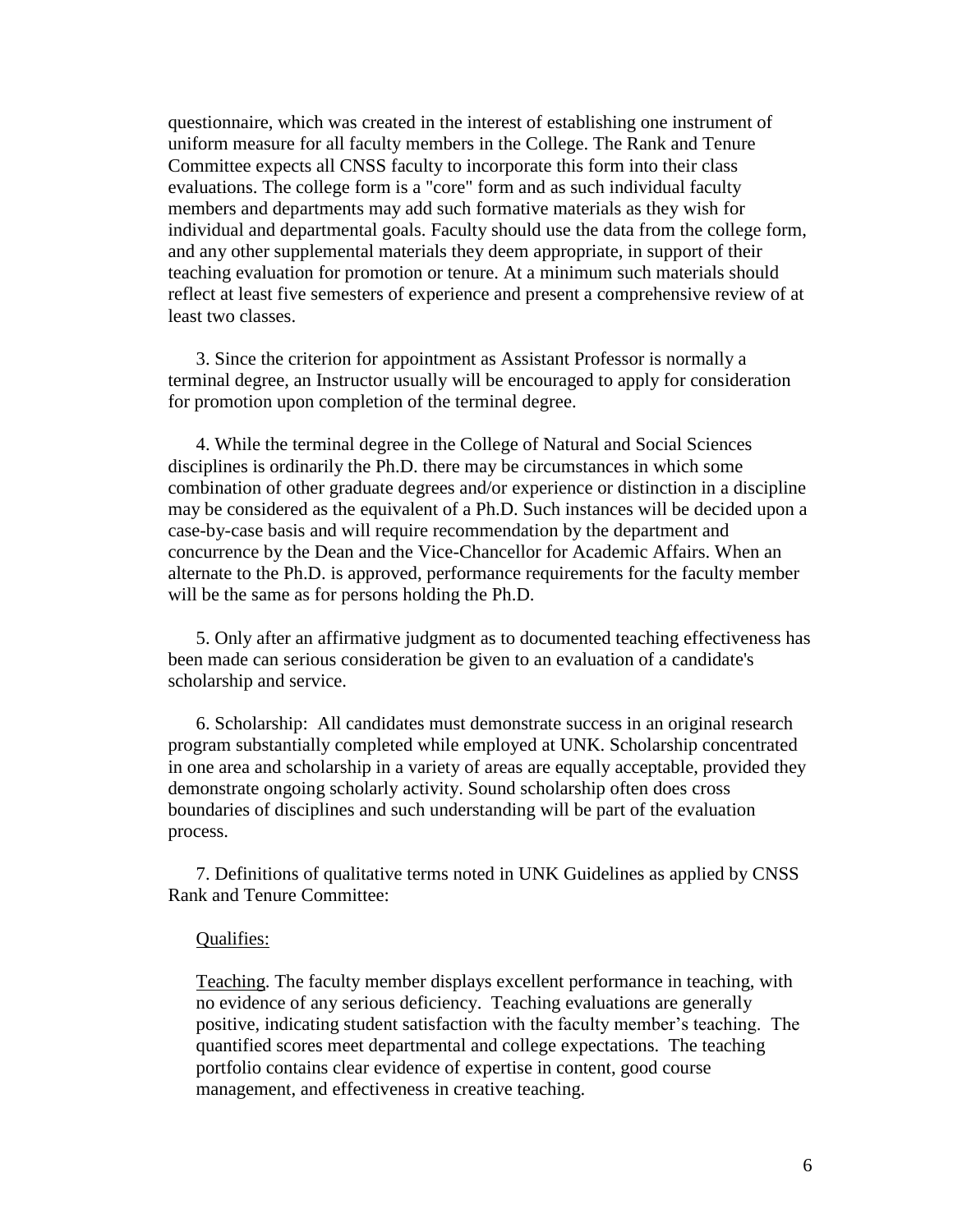questionnaire, which was created in the interest of establishing one instrument of uniform measure for all faculty members in the College. The Rank and Tenure Committee expects all CNSS faculty to incorporate this form into their class evaluations. The college form is a "core" form and as such individual faculty members and departments may add such formative materials as they wish for individual and departmental goals. Faculty should use the data from the college form, and any other supplemental materials they deem appropriate, in support of their teaching evaluation for promotion or tenure. At a minimum such materials should reflect at least five semesters of experience and present a comprehensive review of at least two classes.

3. Since the criterion for appointment as Assistant Professor is normally a terminal degree, an Instructor usually will be encouraged to apply for consideration for promotion upon completion of the terminal degree.

4. While the terminal degree in the College of Natural and Social Sciences disciplines is ordinarily the Ph.D. there may be circumstances in which some combination of other graduate degrees and/or experience or distinction in a discipline may be considered as the equivalent of a Ph.D. Such instances will be decided upon a case-by-case basis and will require recommendation by the department and concurrence by the Dean and the Vice-Chancellor for Academic Affairs. When an alternate to the Ph.D. is approved, performance requirements for the faculty member will be the same as for persons holding the Ph.D.

5. Only after an affirmative judgment as to documented teaching effectiveness has been made can serious consideration be given to an evaluation of a candidate's scholarship and service.

6. Scholarship: All candidates must demonstrate success in an original research program substantially completed while employed at UNK. Scholarship concentrated in one area and scholarship in a variety of areas are equally acceptable, provided they demonstrate ongoing scholarly activity. Sound scholarship often does cross boundaries of disciplines and such understanding will be part of the evaluation process.

7. Definitions of qualitative terms noted in UNK Guidelines as applied by CNSS Rank and Tenure Committee:

Qualifies:

Teaching. The faculty member displays excellent performance in teaching, with no evidence of any serious deficiency. Teaching evaluations are generally positive, indicating student satisfaction with the faculty member's teaching. The quantified scores meet departmental and college expectations. The teaching portfolio contains clear evidence of expertise in content, good course management, and effectiveness in creative teaching.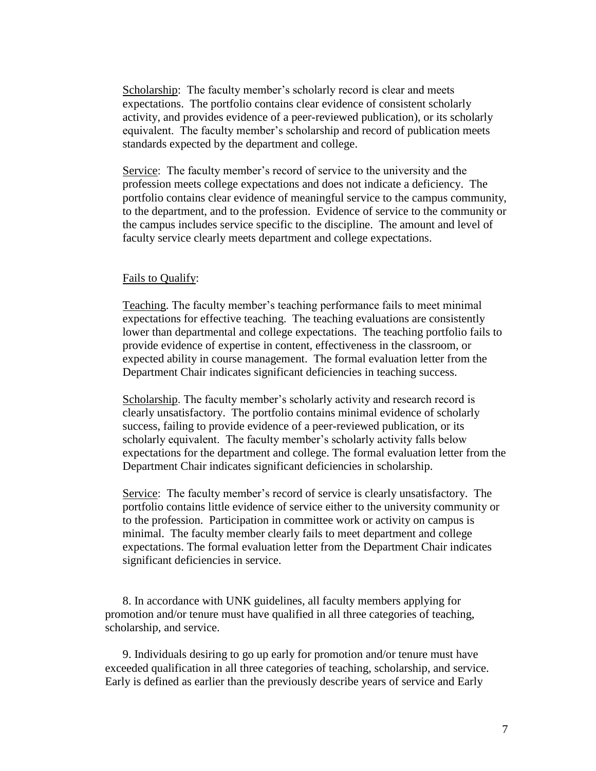Scholarship: The faculty member's scholarly record is clear and meets expectations. The portfolio contains clear evidence of consistent scholarly activity, and provides evidence of a peer-reviewed publication), or its scholarly equivalent. The faculty member's scholarship and record of publication meets standards expected by the department and college.

Service: The faculty member's record of service to the university and the profession meets college expectations and does not indicate a deficiency. The portfolio contains clear evidence of meaningful service to the campus community, to the department, and to the profession. Evidence of service to the community or the campus includes service specific to the discipline. The amount and level of faculty service clearly meets department and college expectations.

Fails to Qualify:

Teaching. The faculty member's teaching performance fails to meet minimal expectations for effective teaching. The teaching evaluations are consistently lower than departmental and college expectations. The teaching portfolio fails to provide evidence of expertise in content, effectiveness in the classroom, or expected ability in course management. The formal evaluation letter from the Department Chair indicates significant deficiencies in teaching success.

Scholarship. The faculty member's scholarly activity and research record is clearly unsatisfactory. The portfolio contains minimal evidence of scholarly success, failing to provide evidence of a peer-reviewed publication, or its scholarly equivalent. The faculty member's scholarly activity falls below expectations for the department and college. The formal evaluation letter from the Department Chair indicates significant deficiencies in scholarship.

Service: The faculty member's record of service is clearly unsatisfactory. The portfolio contains little evidence of service either to the university community or to the profession. Participation in committee work or activity on campus is minimal. The faculty member clearly fails to meet department and college expectations. The formal evaluation letter from the Department Chair indicates significant deficiencies in service.

8. In accordance with UNK guidelines, all faculty members applying for promotion and/or tenure must have qualified in all three categories of teaching, scholarship, and service.

9. Individuals desiring to go up early for promotion and/or tenure must have exceeded qualification in all three categories of teaching, scholarship, and service. Early is defined as earlier than the previously describe years of service and Early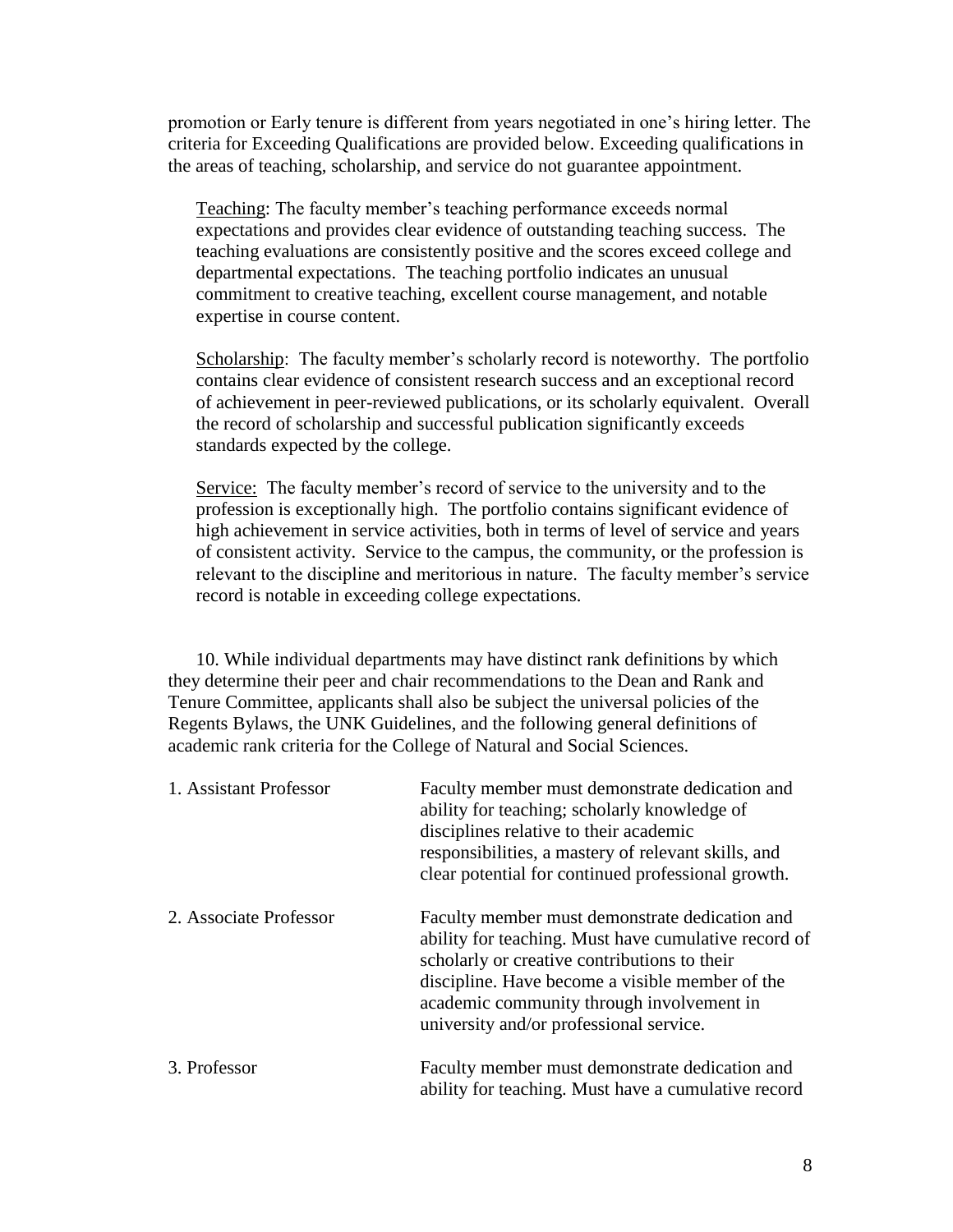promotion or Early tenure is different from years negotiated in one's hiring letter. The criteria for Exceeding Qualifications are provided below. Exceeding qualifications in the areas of teaching, scholarship, and service do not guarantee appointment.

<u>Teaching</u>: The faculty member's teaching performance exceeds normal expectations and provides clear evidence of outstanding teaching success. The teaching evaluations are consistently positive and the scores exceed college and departmental expectations. The teaching portfolio indicates an unusual commitment to creative teaching, excellent course management, and notable expertise in course content.

<u>Scholarship</u>: The faculty member's scholarly record is noteworthy. The portfolio contains clear evidence of consistent research success and an exceptional record of achievement in peer-reviewed publications, or its scholarly equivalent. Overall the record of scholarship and successful publication significantly exceeds standards expected by the college.

<u>Service:</u> The faculty member's record of service to the university and to the profession is exceptionally high. The portfolio contains significant evidence of high achievement in service activities, both in terms of level of service and years of consistent activity. Service to the campus, the community, or the profession is relevant to the discipline and meritorious in nature. The faculty member's service record is notable in exceeding college expectations.

10. While individual departments may have distinct rank definitions by which they determine their peer and chair recommendations to the Dean and Rank and Tenure Committee, applicants shall also be subject the universal policies of the Regents Bylaws, the UNK Guidelines, and the following general definitions of academic rank criteria for the College of Natural and Social Sciences.

| | |
|---|---|
| 1. Assistant Professor | Faculty member must demonstrate dedication and ability for teaching; scholarly knowledge of disciplines relative to their academic responsibilities, a mastery of relevant skills, and clear potential for continued professional growth. |
| 2. Associate Professor | Faculty member must demonstrate dedication and ability for teaching. Must have cumulative record of scholarly or creative contributions to their discipline. Have become a visible member of the academic community through involvement in university and/or professional service. |
| 3. Professor | Faculty member must demonstrate dedication and ability for teaching. Must have a cumulative record |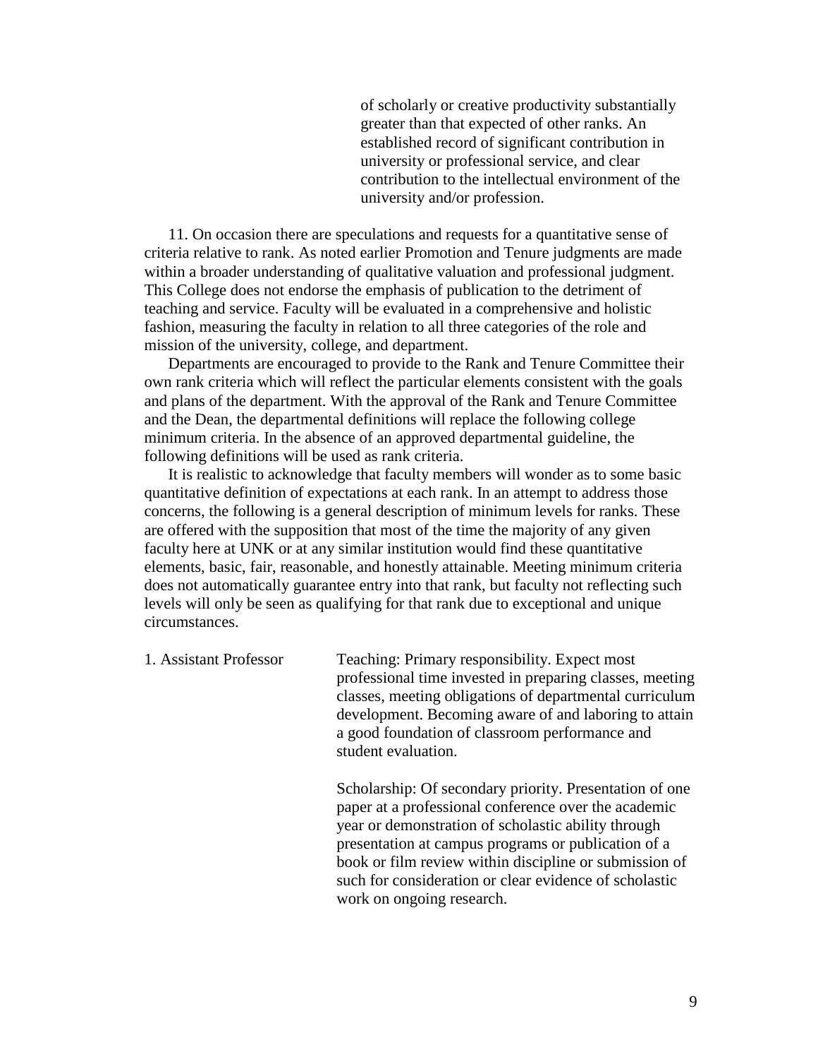of scholarly or creative productivity substantially greater than that expected of other ranks. An established record of significant contribution in university or professional service, and clear contribution to the intellectual environment of the university and/or profession.

11. On occasion there are speculations and requests for a quantitative sense of criteria relative to rank. As noted earlier Promotion and Tenure judgments are made within a broader understanding of qualitative valuation and professional judgment. This College does not endorse the emphasis of publication to the detriment of teaching and service. Faculty will be evaluated in a comprehensive and holistic fashion, measuring the faculty in relation to all three categories of the role and mission of the university, college, and department.

Departments are encouraged to provide to the Rank and Tenure Committee their own rank criteria which will reflect the particular elements consistent with the goals and plans of the department. With the approval of the Rank and Tenure Committee and the Dean, the departmental definitions will replace the following college minimum criteria. In the absence of an approved departmental guideline, the following definitions will be used as rank criteria.

It is realistic to acknowledge that faculty members will wonder as to some basic quantitative definition of expectations at each rank. In an attempt to address those concerns, the following is a general description of minimum levels for ranks. These are offered with the supposition that most of the time the majority of any given faculty here at UNK or at any similar institution would find these quantitative elements, basic, fair, reasonable, and honestly attainable. Meeting minimum criteria does not automatically guarantee entry into that rank, but faculty not reflecting such levels will only be seen as qualifying for that rank due to exceptional and unique circumstances.

1. Assistant Professor

Teaching: Primary responsibility. Expect most professional time invested in preparing classes, meeting classes, meeting obligations of departmental curriculum development. Becoming aware of and laboring to attain a good foundation of classroom performance and student evaluation.

Scholarship: Of secondary priority. Presentation of one paper at a professional conference over the academic year or demonstration of scholastic ability through presentation at campus programs or publication of a book or film review within discipline or submission of such for consideration or clear evidence of scholastic work on ongoing research.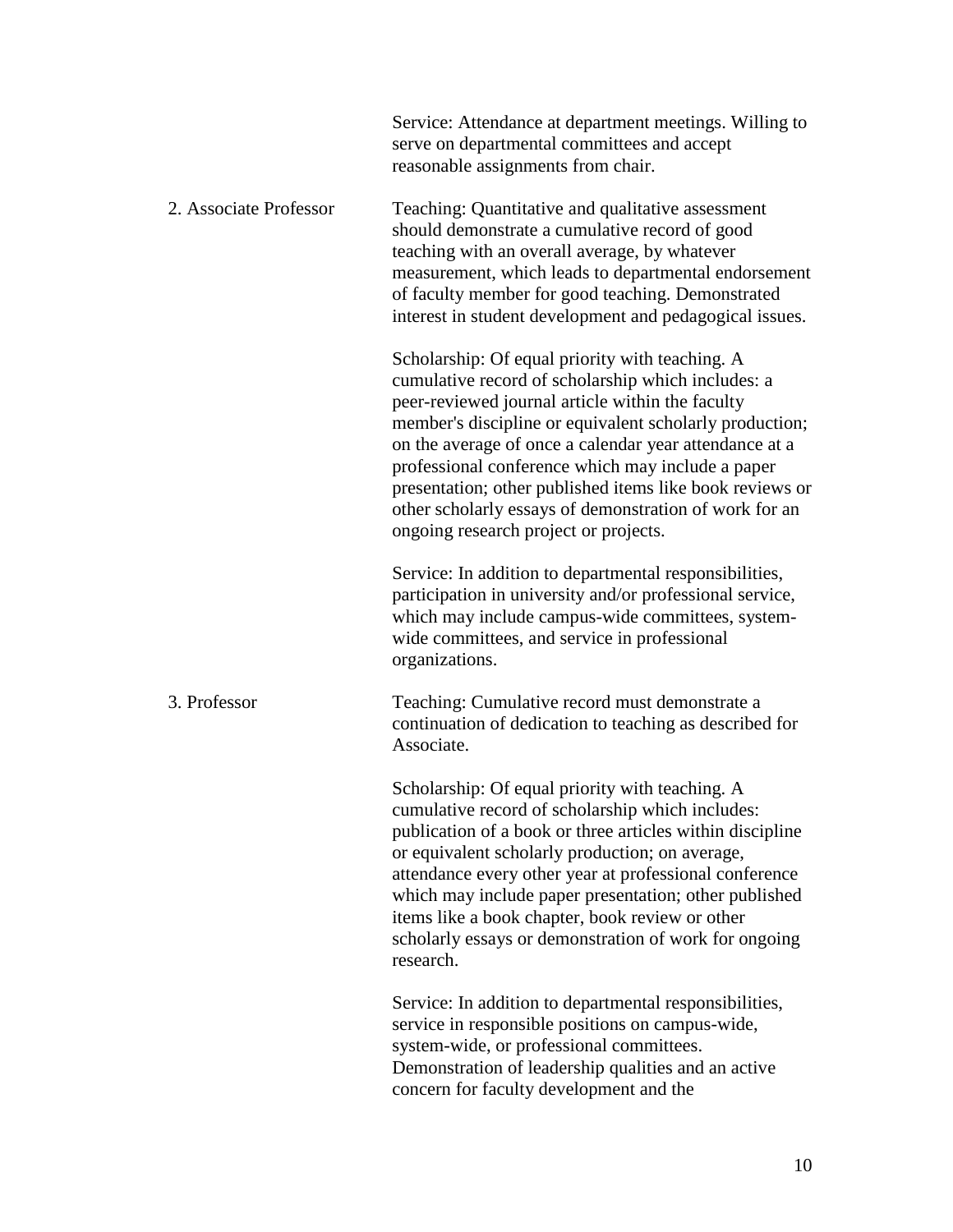Service: Attendance at department meetings. Willing to serve on departmental committees and accept reasonable assignments from chair.

2. Associate Professor

Teaching: Quantitative and qualitative assessment should demonstrate a cumulative record of good teaching with an overall average, by whatever measurement, which leads to departmental endorsement of faculty member for good teaching. Demonstrated interest in student development and pedagogical issues.

Scholarship: Of equal priority with teaching. A cumulative record of scholarship which includes: a peer-reviewed journal article within the faculty member's discipline or equivalent scholarly production; on the average of once a calendar year attendance at a professional conference which may include a paper presentation; other published items like book reviews or other scholarly essays of demonstration of work for an ongoing research project or projects.

Service: In addition to departmental responsibilities, participation in university and/or professional service, which may include campus-wide committees, system-wide committees, and service in professional organizations.

3. Professor

Teaching: Cumulative record must demonstrate a continuation of dedication to teaching as described for Associate.

Scholarship: Of equal priority with teaching. A cumulative record of scholarship which includes: publication of a book or three articles within discipline or equivalent scholarly production; on average, attendance every other year at professional conference which may include paper presentation; other published items like a book chapter, book review or other scholarly essays or demonstration of work for ongoing research.

Service: In addition to departmental responsibilities, service in responsible positions on campus-wide, system-wide, or professional committees. Demonstration of leadership qualities and an active concern for faculty development and the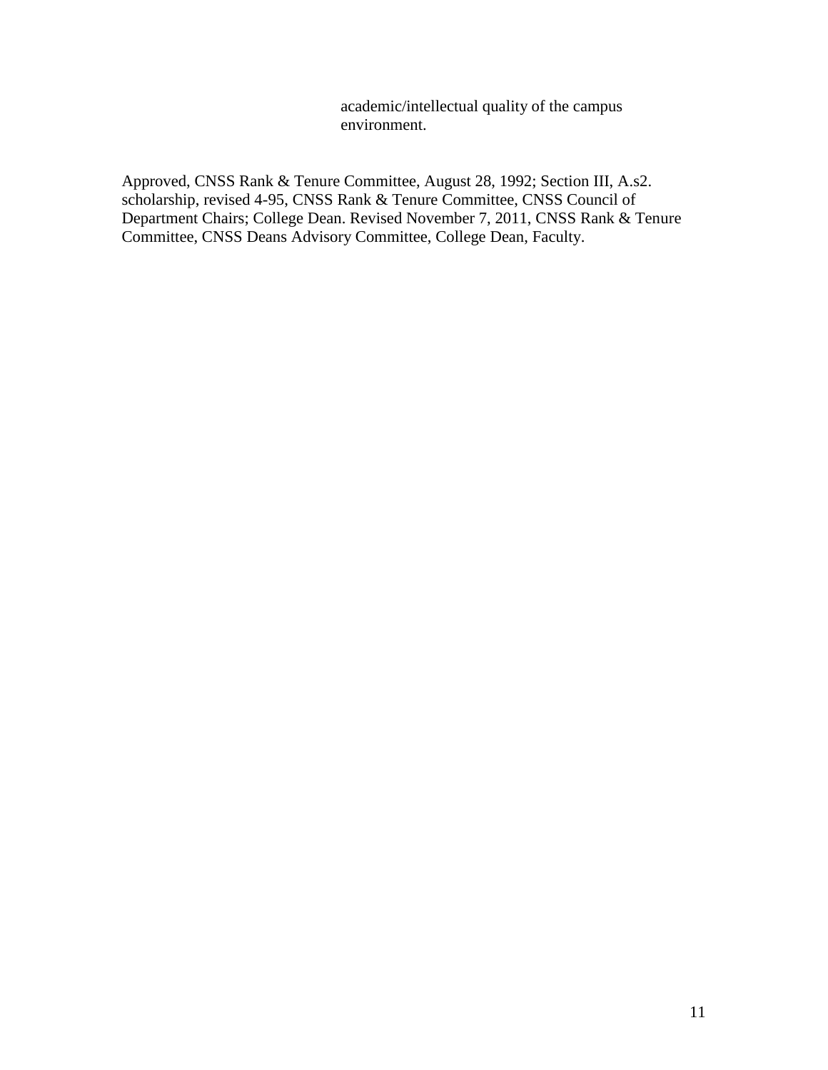academic/intellectual quality of the campus environment.

Approved, CNSS Rank & Tenure Committee, August 28, 1992; Section III, A.s2. scholarship, revised 4-95, CNSS Rank & Tenure Committee, CNSS Council of Department Chairs; College Dean. Revised November 7, 2011, CNSS Rank & Tenure Committee, CNSS Deans Advisory Committee, College Dean, Faculty.